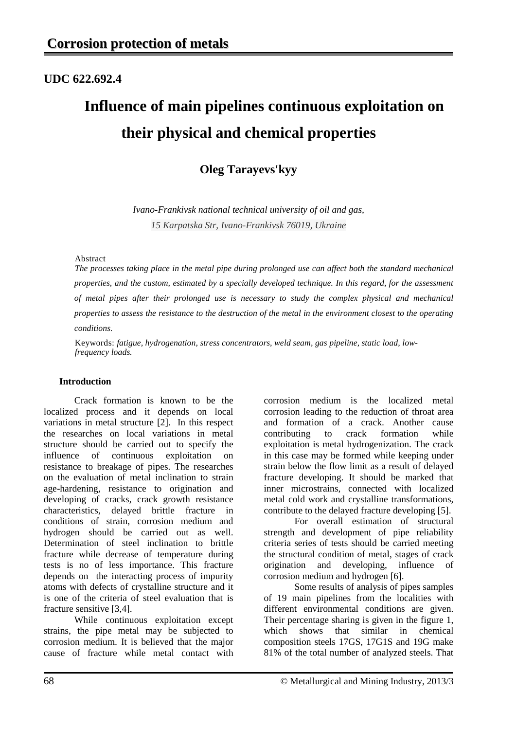# Corrosion protection of metals

**UDC 622.692.4**

# Influence of main pipelines continuous exploitation on their physical and chemical properties

**Oleg Tarayevs'kyy**

*Ivano-Frankivsk national technical university of oil and gas,*
*15 Karpatska Str, Ivano-Frankivsk 76019, Ukraine*

Abstract

*The processes taking place in the metal pipe during prolonged use can affect both the standard mechanical properties, and the custom, estimated by a specially developed technique. In this regard, for the assessment of metal pipes after their prolonged use is necessary to study the complex physical and mechanical properties to assess the resistance to the destruction of the metal in the environment closest to the operating conditions.*

Keywords: *fatigue, hydrogenation, stress concentrators, weld seam, gas pipeline, static load, low-frequency loads.*

## Introduction

Crack formation is known to be the localized process and it depends on local variations in metal structure [2]. In this respect the researches on local variations in metal structure should be carried out to specify the influence of continuous exploitation on resistance to breakage of pipes. The researches on the evaluation of metal inclination to strain age-hardening, resistance to origination and developing of cracks, crack growth resistance characteristics, delayed brittle fracture in conditions of strain, corrosion medium and hydrogen should be carried out as well. Determination of steel inclination to brittle fracture while decrease of temperature during tests is no of less importance. This fracture depends on the interacting process of impurity atoms with defects of crystalline structure and it is one of the criteria of steel evaluation that is fracture sensitive [3,4].

While continuous exploitation except strains, the pipe metal may be subjected to corrosion medium. It is believed that the major cause of fracture while metal contact with corrosion medium is the localized metal corrosion leading to the reduction of throat area and formation of a crack. Another cause contributing to crack formation while exploitation is metal hydrogenization. The crack in this case may be formed while keeping under strain below the flow limit as a result of delayed fracture developing. It should be marked that inner microstrains, connected with localized metal cold work and crystalline transformations, contribute to the delayed fracture developing [5].

For overall estimation of structural strength and development of pipe reliability criteria series of tests should be carried meeting the structural condition of metal, stages of crack origination and developing, influence of corrosion medium and hydrogen [6].

Some results of analysis of pipes samples of 19 main pipelines from the localities with different environmental conditions are given. Their percentage sharing is given in the figure 1, which shows that similar in chemical composition steels 17GS, 17G1S and 19G make 81% of the total number of analyzed steels. That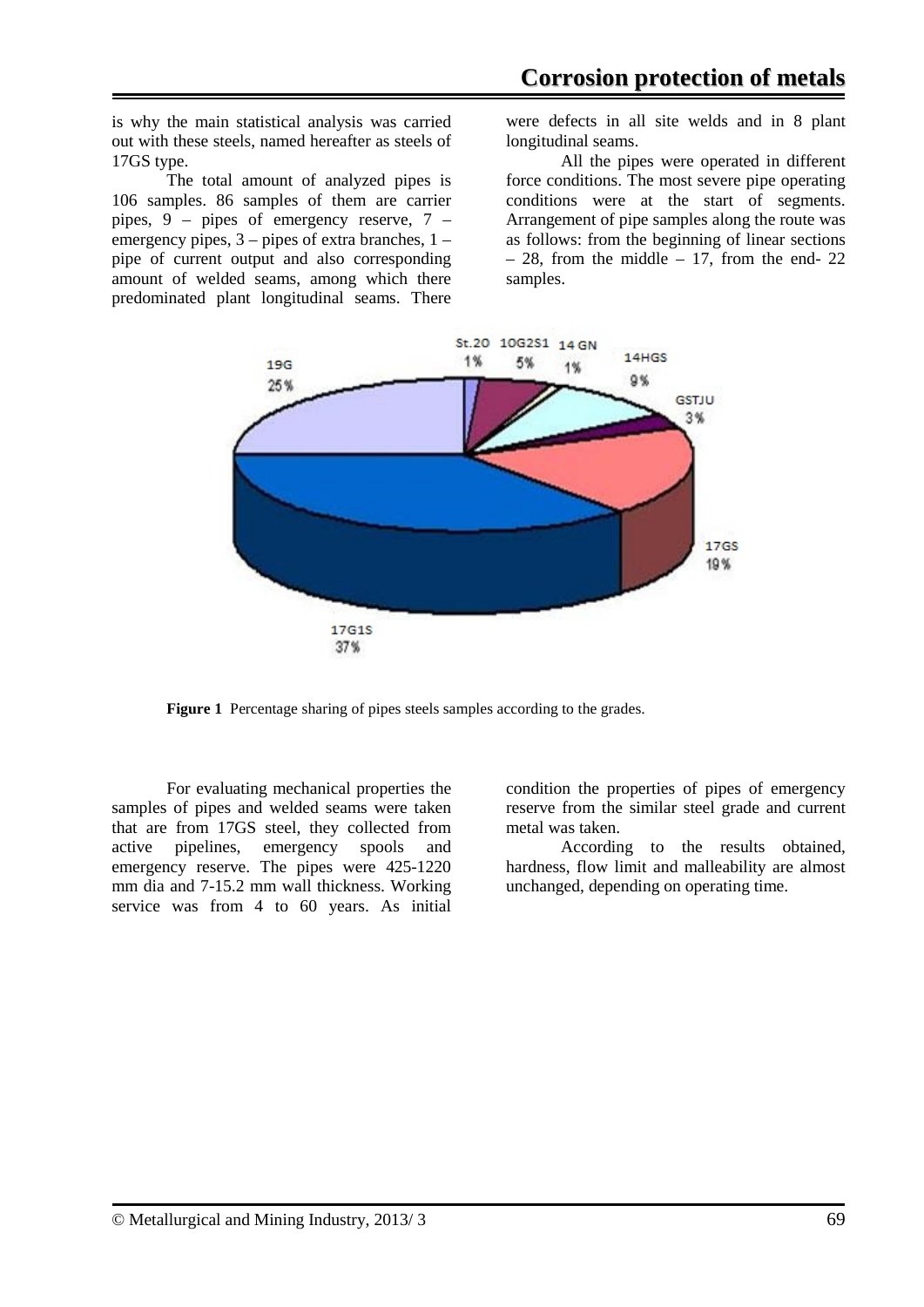is why the main statistical analysis was carried out with these steels, named hereafter as steels of 17GS type.

The total amount of analyzed pipes is 106 samples. 86 samples of them are carrier pipes, 9 – pipes of emergency reserve, 7 – emergency pipes, 3 – pipes of extra branches, 1 – pipe of current output and also corresponding amount of welded seams, among which there predominated plant longitudinal seams. There were defects in all site welds and in 8 plant longitudinal seams.

All the pipes were operated in different force conditions. The most severe pipe operating conditions were at the start of segments. Arrangement of pipe samples along the route was as follows: from the beginning of linear sections – 28, from the middle – 17, from the end- 22 samples.

**Figure 1** Percentage sharing of pipes steels samples according to the grades.

For evaluating mechanical properties the samples of pipes and welded seams were taken that are from 17GS steel, they collected from active pipelines, emergency spools and emergency reserve. The pipes were 425-1220 mm dia and 7-15.2 mm wall thickness. Working service was from 4 to 60 years. As initial condition the properties of pipes of emergency reserve from the similar steel grade and current metal was taken.

According to the results obtained, hardness, flow limit and malleability are almost unchanged, depending on operating time.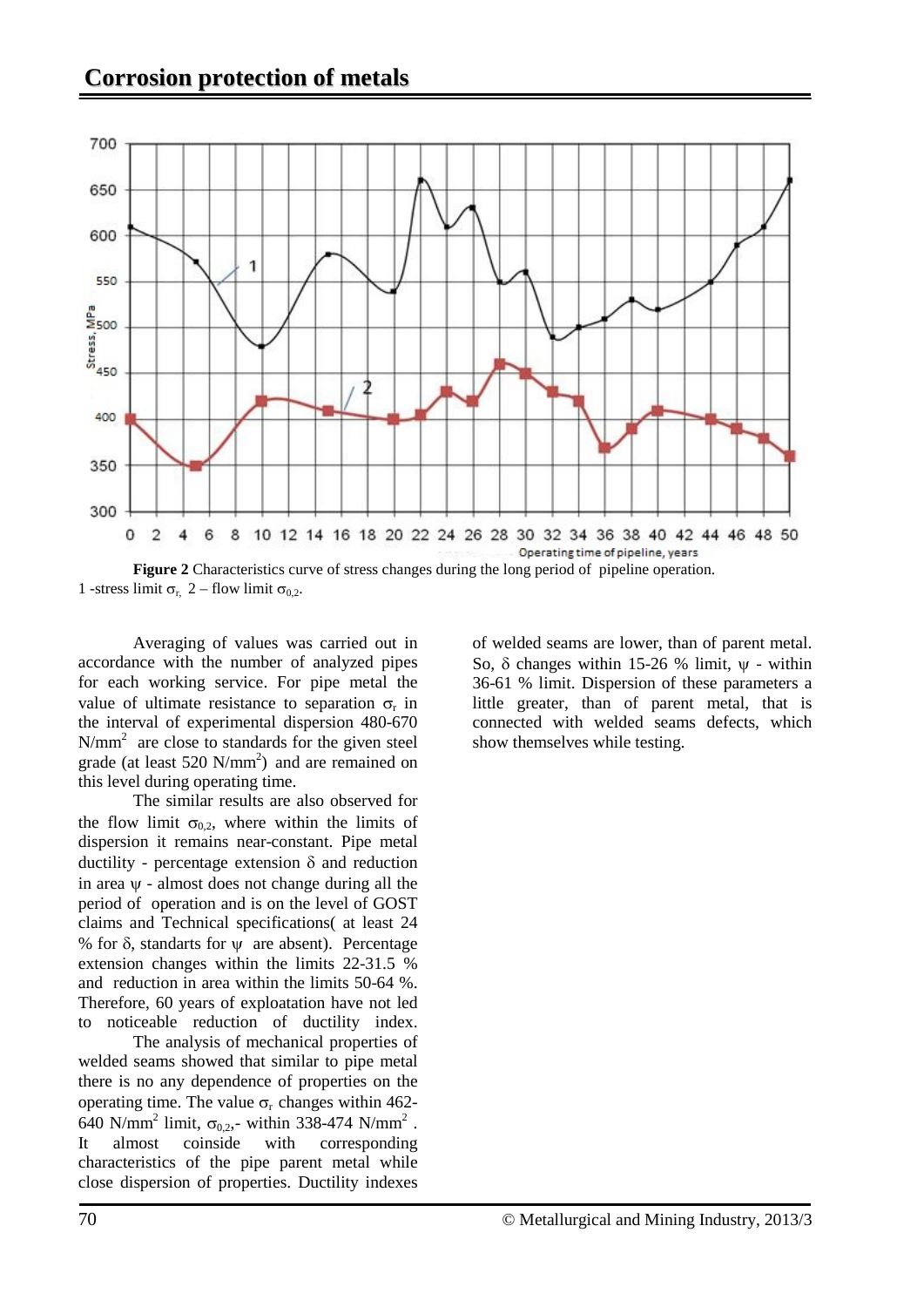**Figure 2** Characteristics curve of stress changes during the long period of pipeline operation. 1 -stress limit $\sigma_r$, 2 – flow limit $\sigma_{0,2}$.

Averaging of values was carried out in accordance with the number of analyzed pipes for each working service. For pipe metal the value of ultimate resistance to separation $\sigma_r$ in the interval of experimental dispersion 480-670 N/mm$^2$ are close to standards for the given steel grade (at least 520 N/mm$^2$) and are remained on this level during operating time.

The similar results are also observed for the flow limit $\sigma_{0,2}$, where within the limits of dispersion it remains near-constant. Pipe metal ductility - percentage extension $\delta$ and reduction in area $\psi$ - almost does not change during all the period of operation and is on the level of GOST claims and Technical specifications( at least 24 % for $\delta$, standarts for $\psi$ are absent). Percentage extension changes within the limits 22-31.5 % and reduction in area within the limits 50-64 %. Therefore, 60 years of exploatation have not led to noticeable reduction of ductility index.

The analysis of mechanical properties of welded seams showed that similar to pipe metal there is no any dependence of properties on the operating time. The value $\sigma_r$ changes within 462-640 N/mm$^2$ limit, $\sigma_{0,2}$,- within 338-474 N/mm$^2$ . It almost coinside with corresponding characteristics of the pipe parent metal while close dispersion of properties. Ductility indexes of welded seams are lower, than of parent metal. So, $\delta$ changes within 15-26 % limit, $\psi$ - within 36-61 % limit. Dispersion of these parameters a little greater, than of parent metal, that is connected with welded seams defects, which show themselves while testing.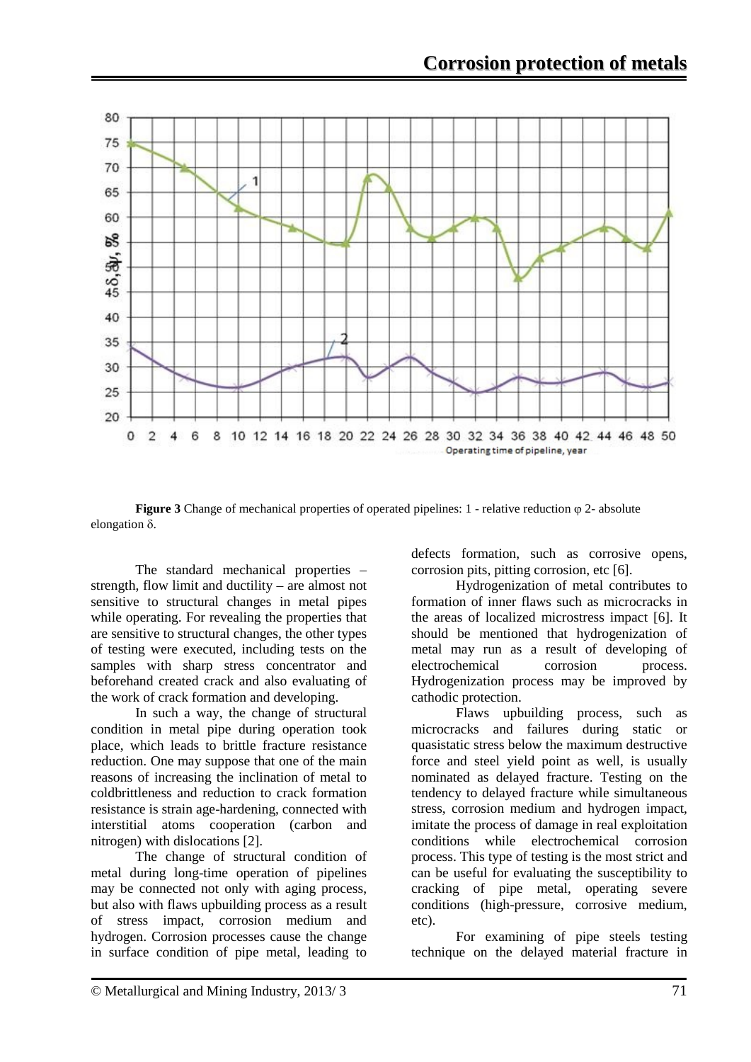**Figure 3** Change of mechanical properties of operated pipelines: 1 - relative reduction φ 2- absolute elongation δ.

The standard mechanical properties – strength, flow limit and ductility – are almost not sensitive to structural changes in metal pipes while operating. For revealing the properties that are sensitive to structural changes, the other types of testing were executed, including tests on the samples with sharp stress concentrator and beforehand created crack and also evaluating of the work of crack formation and developing.

In such a way, the change of structural condition in metal pipe during operation took place, which leads to brittle fracture resistance reduction. One may suppose that one of the main reasons of increasing the inclination of metal to coldbrittleness and reduction to crack formation resistance is strain age-hardening, connected with interstitial atoms cooperation (carbon and nitrogen) with dislocations [2].

The change of structural condition of metal during long-time operation of pipelines may be connected not only with aging process, but also with flaws upbuilding process as a result of stress impact, corrosion medium and hydrogen. Corrosion processes cause the change in surface condition of pipe metal, leading to defects formation, such as corrosive opens, corrosion pits, pitting corrosion, etc [6].

Hydrogenization of metal contributes to formation of inner flaws such as microcracks in the areas of localized microstress impact [6]. It should be mentioned that hydrogenization of metal may run as a result of developing of electrochemical corrosion process. Hydrogenization process may be improved by cathodic protection.

Flaws upbuilding process, such as microcracks and failures during static or quasistatic stress below the maximum destructive force and steel yield point as well, is usually nominated as delayed fracture. Testing on the tendency to delayed fracture while simultaneous stress, corrosion medium and hydrogen impact, imitate the process of damage in real exploitation conditions while electrochemical corrosion process. This type of testing is the most strict and can be useful for evaluating the susceptibility to cracking of pipe metal, operating severe conditions (high-pressure, corrosive medium, etc).

For examining of pipe steels testing technique on the delayed material fracture in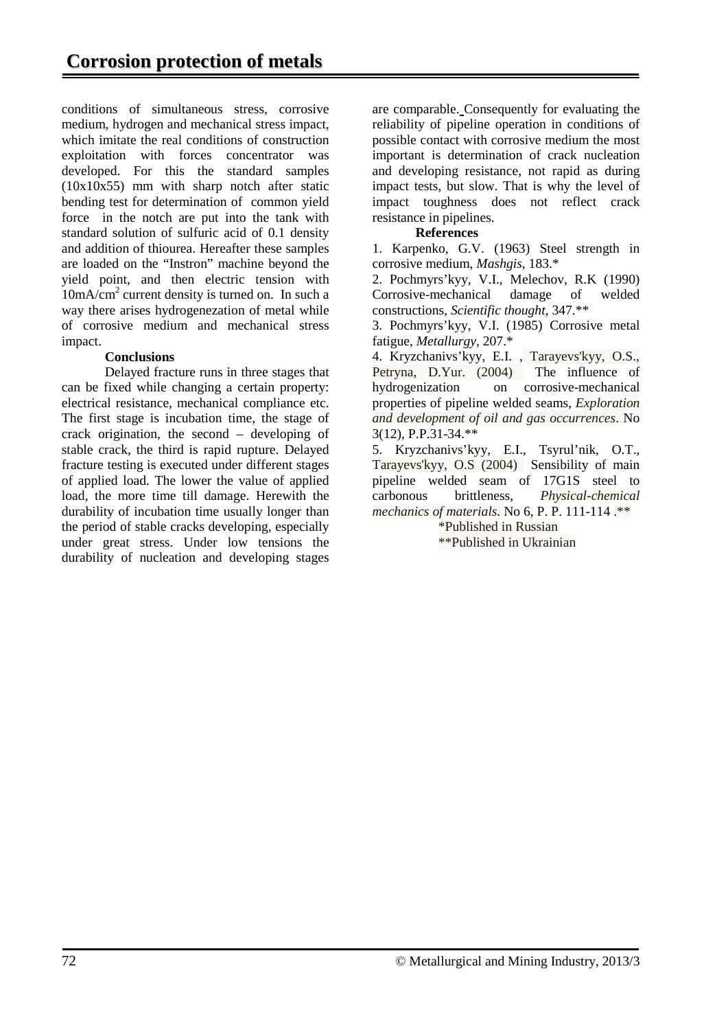conditions of simultaneous stress, corrosive medium, hydrogen and mechanical stress impact, which imitate the real conditions of construction exploitation with forces concentrator was developed. For this the standard samples (10x10x55) mm with sharp notch after static bending test for determination of common yield force in the notch are put into the tank with standard solution of sulfuric acid of 0.1 density and addition of thiourea. Hereafter these samples are loaded on the "Instron" machine beyond the yield point, and then electric tension with 10mA/cm$^2$ current density is turned on. In such a way there arises hydrogenezation of metal while of corrosive medium and mechanical stress impact.

**Conclusions**

Delayed fracture runs in three stages that can be fixed while changing a certain property: electrical resistance, mechanical compliance etc. The first stage is incubation time, the stage of crack origination, the second – developing of stable crack, the third is rapid rupture. Delayed fracture testing is executed under different stages of applied load. The lower the value of applied load, the more time till damage. Herewith the durability of incubation time usually longer than the period of stable cracks developing, especially under great stress. Under low tensions the durability of nucleation and developing stages are comparable. Consequently for evaluating the reliability of pipeline operation in conditions of possible contact with corrosive medium the most important is determination of crack nucleation and developing resistance, not rapid as during impact tests, but slow. That is why the level of impact toughness does not reflect crack resistance in pipelines.

**References**

1. Karpenko, G.V. (1963) Steel strength in corrosive medium, *Mashgis*, 183.*
2. Pochmyrs'kyy, V.I., Melechov, R.K (1990) Corrosive-mechanical damage of welded constructions, *Scientific thought*, 347.**
3. Pochmyrs'kyy, V.I. (1985) Corrosive metal fatigue, *Metallurgy*, 207.*
4. Kryzchanivs'kyy, E.I. , Tarayevs'kyy, O.S., Petryna, D.Yur. (2004) The influence of hydrogenization on corrosive-mechanical properties of pipeline welded seams, *Exploration and development of oil and gas occurrences*. No 3(12), P.P.31-34.**
5. Kryzchanivs'kyy, E.I., Tsyrul'nik, O.T., Tarayevs'kyy, O.S (2004) Sensibility of main pipeline welded seam of 17G1S steel to carbonous brittleness, *Physical-chemical mechanics of materials.* No 6, P. P. 111-114 .**

*Published in Russian

**Published in Ukrainian